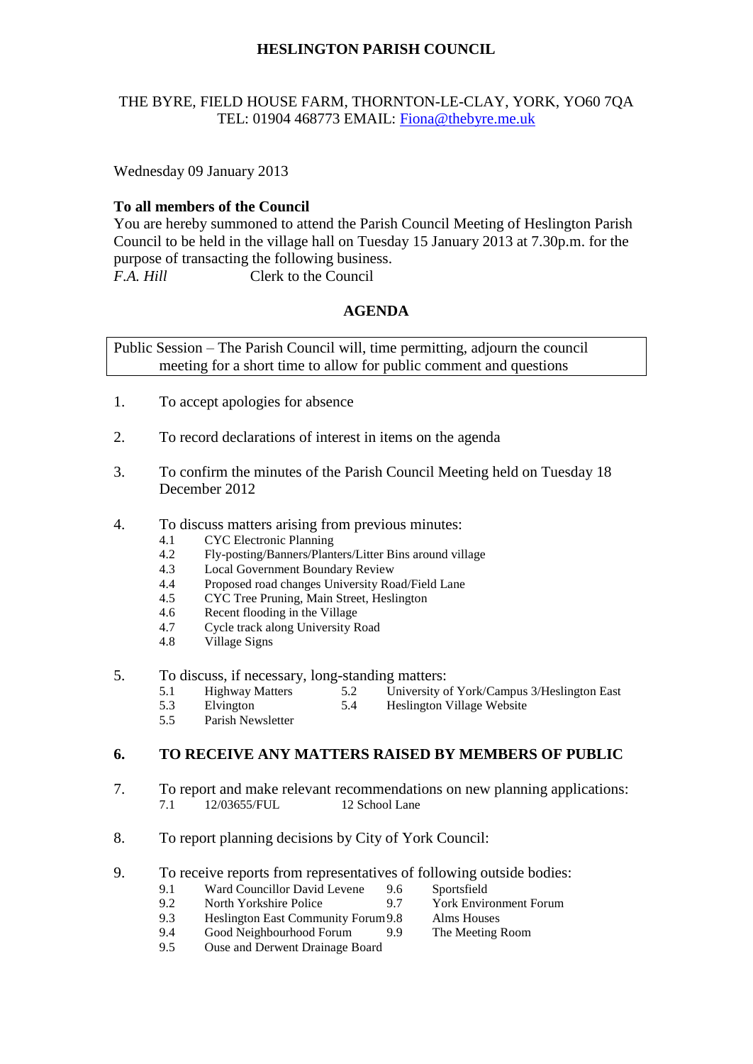# HESLINGTON PARISH COUNCIL

THE BYRE, FIELD HOUSE FARM, THORNTON-LE-CLAY, YORK, YO60 7QA
TEL: 01904 468773 EMAIL: Fiona@thebyre.me.uk

Wednesday 09 January 2013

**To all members of the Council**
You are hereby summoned to attend the Parish Council Meeting of Heslington Parish Council to be held in the village hall on Tuesday 15 January 2013 at 7.30p.m. for the purpose of transacting the following business.
*F.A. Hill* Clerk to the Council

## AGENDA

Public Session – The Parish Council will, time permitting, adjourn the council meeting for a short time to allow for public comment and questions

1. To accept apologies for absence

2. To record declarations of interest in items on the agenda

3. To confirm the minutes of the Parish Council Meeting held on Tuesday 18 December 2012

4. To discuss matters arising from previous minutes:
   - 4.1 CYC Electronic Planning
   - 4.2 Fly-posting/Banners/Planters/Litter Bins around village
   - 4.3 Local Government Boundary Review
   - 4.4 Proposed road changes University Road/Field Lane
   - 4.5 CYC Tree Pruning, Main Street, Heslington
   - 4.6 Recent flooding in the Village
   - 4.7 Cycle track along University Road
   - 4.8 Village Signs

5. To discuss, if necessary, long-standing matters:
   - 5.1 Highway Matters
   - 5.2 University of York/Campus 3/Heslington East
   - 5.3 Elvington
   - 5.4 Heslington Village Website
   - 5.5 Parish Newsletter

6. **TO RECEIVE ANY MATTERS RAISED BY MEMBERS OF PUBLIC**

7. To report and make relevant recommendations on new planning applications:
   - 7.1 12/03655/FUL 12 School Lane

8. To report planning decisions by City of York Council:

9. To receive reports from representatives of following outside bodies:
   - 9.1 Ward Councillor David Levene
   - 9.2 North Yorkshire Police
   - 9.3 Heslington East Community Forum
   - 9.4 Good Neighbourhood Forum
   - 9.5 Ouse and Derwent Drainage Board
   - 9.6 Sportsfield
   - 9.7 York Environment Forum
   - 9.8 Alms Houses
   - 9.9 The Meeting Room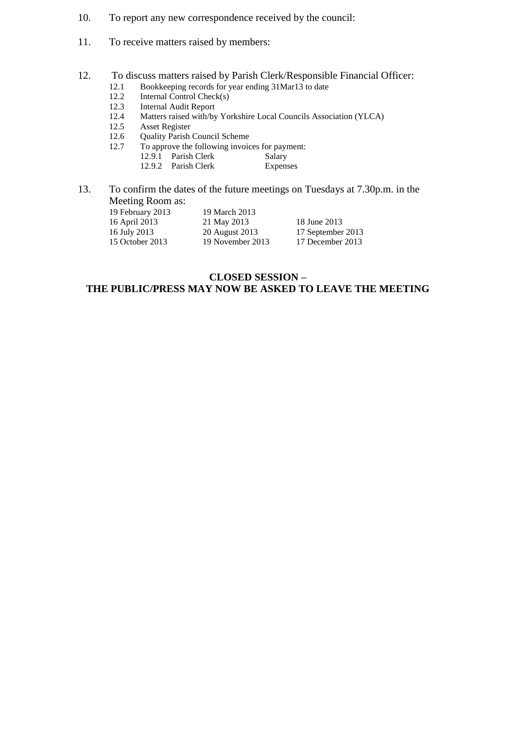10. To report any new correspondence received by the council:

11. To receive matters raised by members:

12. To discuss matters raised by Parish Clerk/Responsible Financial Officer:
    - 12.1 Bookkeeping records for year ending 31Mar13 to date
    - 12.2 Internal Control Check(s)
    - 12.3 Internal Audit Report
    - 12.4 Matters raised with/by Yorkshire Local Councils Association (YLCA)
    - 12.5 Asset Register
    - 12.6 Quality Parish Council Scheme
    - 12.7 To approve the following invoices for payment:
        - 12.9.1 Parish Clerk Salary
        - 12.9.2 Parish Clerk Expenses

13. To confirm the dates of the future meetings on Tuesdays at 7.30p.m. in the Meeting Room as:

| | | |
|---|---|---|
| 19 February 2013 | 19 March 2013 | |
| 16 April 2013 | 21 May 2013 | 18 June 2013 |
| 16 July 2013 | 20 August 2013 | 17 September 2013 |
| 15 October 2013 | 19 November 2013 | 17 December 2013 |

**CLOSED SESSION –**
**THE PUBLIC/PRESS MAY NOW BE ASKED TO LEAVE THE MEETING**